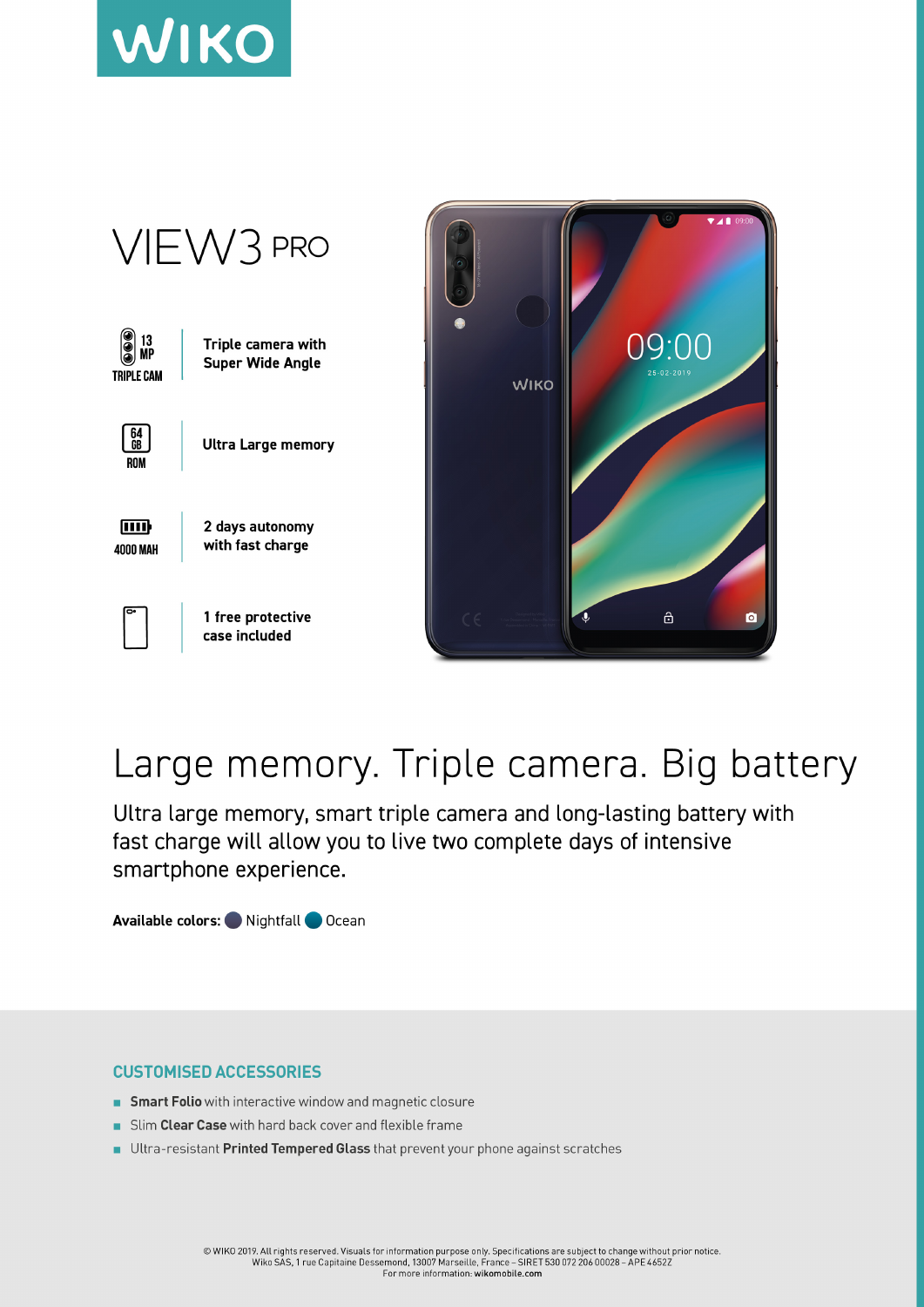# WIKO

## VIEW3 PRO

13 MP TRIPLE CAM — **Triple camera with Super Wide Angle**

64 GB ROM — **Ultra Large memory**

4000 MAH — **2 days autonomy with fast charge**

**1 free protective case included**

## Large memory. Triple camera. Big battery

Ultra large memory, smart triple camera and long-lasting battery with fast charge will allow you to live two complete days of intensive smartphone experience.

**Available colors:** Nightfall Ocean

### CUSTOMISED ACCESSORIES

- **Smart Folio** with interactive window and magnetic closure
- Slim **Clear Case** with hard back cover and flexible frame
- Ultra-resistant **Printed Tempered Glass** that prevent your phone against scratches

© WIKO 2019. All rights reserved. Visuals for information purpose only. Specifications are subject to change without prior notice.
Wiko SAS, 1 rue Capitaine Dessemond, 13007 Marseille, France – SIRET 530 072 206 00028 – APE 4652Z
For more information: **wikomobile.com**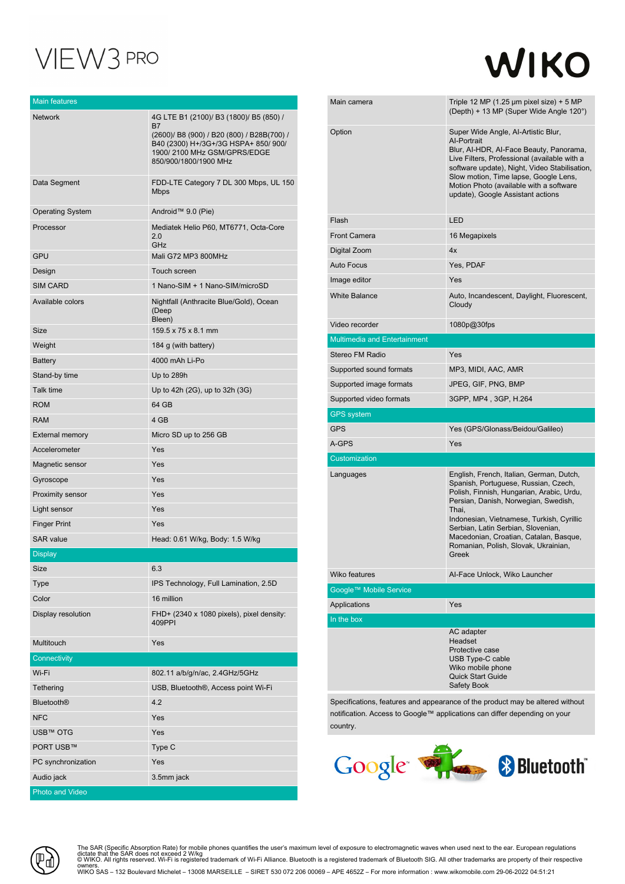# VIEW3 PRO

# WIKO

| Main features | |
|---|---|
| Network | 4G LTE B1 (2100)/ B3 (1800)/ B5 (850) / B7 (2600)/ B8 (900) / B20 (800) / B28B(700) / B40 (2300) H+/3G+/3G HSPA+ 850/ 900/ 1900/ 2100 MHz GSM/GPRS/EDGE 850/900/1800/1900 MHz |
| Data Segment | FDD-LTE Category 7 DL 300 Mbps, UL 150 Mbps |
| Operating System | Android™ 9.0 (Pie) |
| Processor | Mediatek Helio P60, MT6771, Octa-Core 2.0 GHz |
| GPU | Mali G72 MP3 800MHz |
| Design | Touch screen |
| SIM CARD | 1 Nano-SIM + 1 Nano-SIM/microSD |
| Available colors | Nightfall (Anthracite Blue/Gold), Ocean (Deep Bleen) |
| Size | 159.5 x 75 x 8.1 mm |
| Weight | 184 g (with battery) |
| Battery | 4000 mAh Li-Po |
| Stand-by time | Up to 289h |
| Talk time | Up to 42h (2G), up to 32h (3G) |
| ROM | 64 GB |
| RAM | 4 GB |
| External memory | Micro SD up to 256 GB |
| Accelerometer | Yes |
| Magnetic sensor | Yes |
| Gyroscope | Yes |
| Proximity sensor | Yes |
| Light sensor | Yes |
| Finger Print | Yes |
| SAR value | Head: 0.61 W/kg, Body: 1.5 W/kg |
| **Display** | |
| Size | 6.3 |
| Type | IPS Technology, Full Lamination, 2.5D |
| Color | 16 million |
| Display resolution | FHD+ (2340 x 1080 pixels), pixel density: 409PPI |
| Multitouch | Yes |
| **Connectivity** | |
| Wi-Fi | 802.11 a/b/g/n/ac, 2.4GHz/5GHz |
| Tethering | USB, Bluetooth®, Access point Wi-Fi |
| Bluetooth® | 4.2 |
| NFC | Yes |
| USB™ OTG | Yes |
| PORT USB™ | Type C |
| PC synchronization | Yes |
| Audio jack | 3.5mm jack |
| **Photo and Video** | |
| Main camera | Triple 12 MP (1.25 µm pixel size) + 5 MP (Depth) + 13 MP (Super Wide Angle 120°) |
| Option | Super Wide Angle, AI-Artistic Blur, AI-Portrait Blur, AI-HDR, AI-Face Beauty, Panorama, Live Filters, Professional (available with a software update), Night, Video Stabilisation, Slow motion, Time lapse, Google Lens, Motion Photo (available with a software update), Google Assistant actions |
| Flash | LED |
| Front Camera | 16 Megapixels |
| Digital Zoom | 4x |
| Auto Focus | Yes, PDAF |
| Image editor | Yes |
| White Balance | Auto, Incandescent, Daylight, Fluorescent, Cloudy |
| Video recorder | 1080p@30fps |
| **Multimedia and Entertainment** | |
| Stereo FM Radio | Yes |
| Supported sound formats | MP3, MIDI, AAC, AMR |
| Supported image formats | JPEG, GIF, PNG, BMP |
| Supported video formats | 3GPP, MP4 , 3GP, H.264 |
| **GPS system** | |
| GPS | Yes (GPS/Glonass/Beidou/Galileo) |
| A-GPS | Yes |
| **Customization** | |
| Languages | English, French, Italian, German, Dutch, Spanish, Portuguese, Russian, Czech, Polish, Finnish, Hungarian, Arabic, Urdu, Persian, Danish, Norwegian, Swedish, Thai, Indonesian, Vietnamese, Turkish, Cyrillic Serbian, Latin Serbian, Slovenian, Macedonian, Croatian, Catalan, Basque, Romanian, Polish, Slovak, Ukrainian, Greek |
| Wiko features | AI-Face Unlock, Wiko Launcher |
| **Google™ Mobile Service** | |
| Applications | Yes |
| **In the box** | |
| | AC adapter<br>Headset<br>Protective case<br>USB Type-C cable<br>Wiko mobile phone<br>Quick Start Guide<br>Safety Book |

Specifications, features and appearance of the product may be altered without notification. Access to Google™ applications can differ depending on your country.

Google Bluetooth

The SAR (Specific Absorption Rate) for mobile phones quantifies the user's maximum level of exposure to electromagnetic waves when used next to the ear. European regulations dictate that the SAR does not exceed 2 W/kg
© WIKO. All rights reserved. Wi-Fi is registered trademark of Wi-Fi Alliance. Bluetooth is a registered trademark of Bluetooth SIG. All other trademarks are property of their respective owners.
WIKO SAS – 132 Boulevard Michelet – 13008 MARSEILLE – SIRET 530 072 206 00069 – APE 4652Z – For more information : www.wikomobile.com 29-06-2022 04:51:21